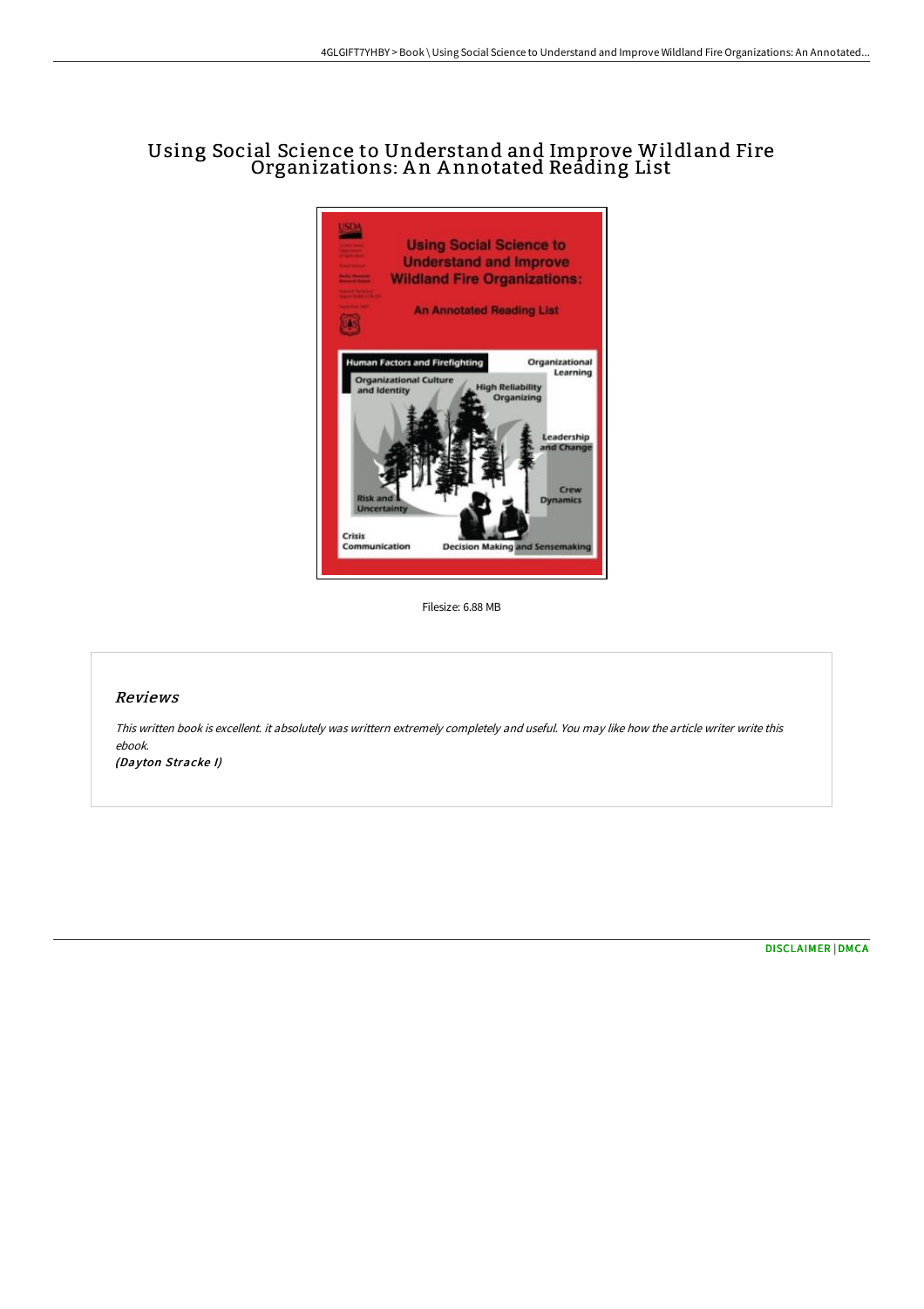# Using Social Science to Understand and Improve Wildland Fire Organizations: An Annotated Reading List

Filesize: 6.88 MB

## Reviews

*This written book is excellent. it absolutely was writtern extremely completely and useful. You may like how the article writer write this ebook.*

*(Dayton Stracke I)*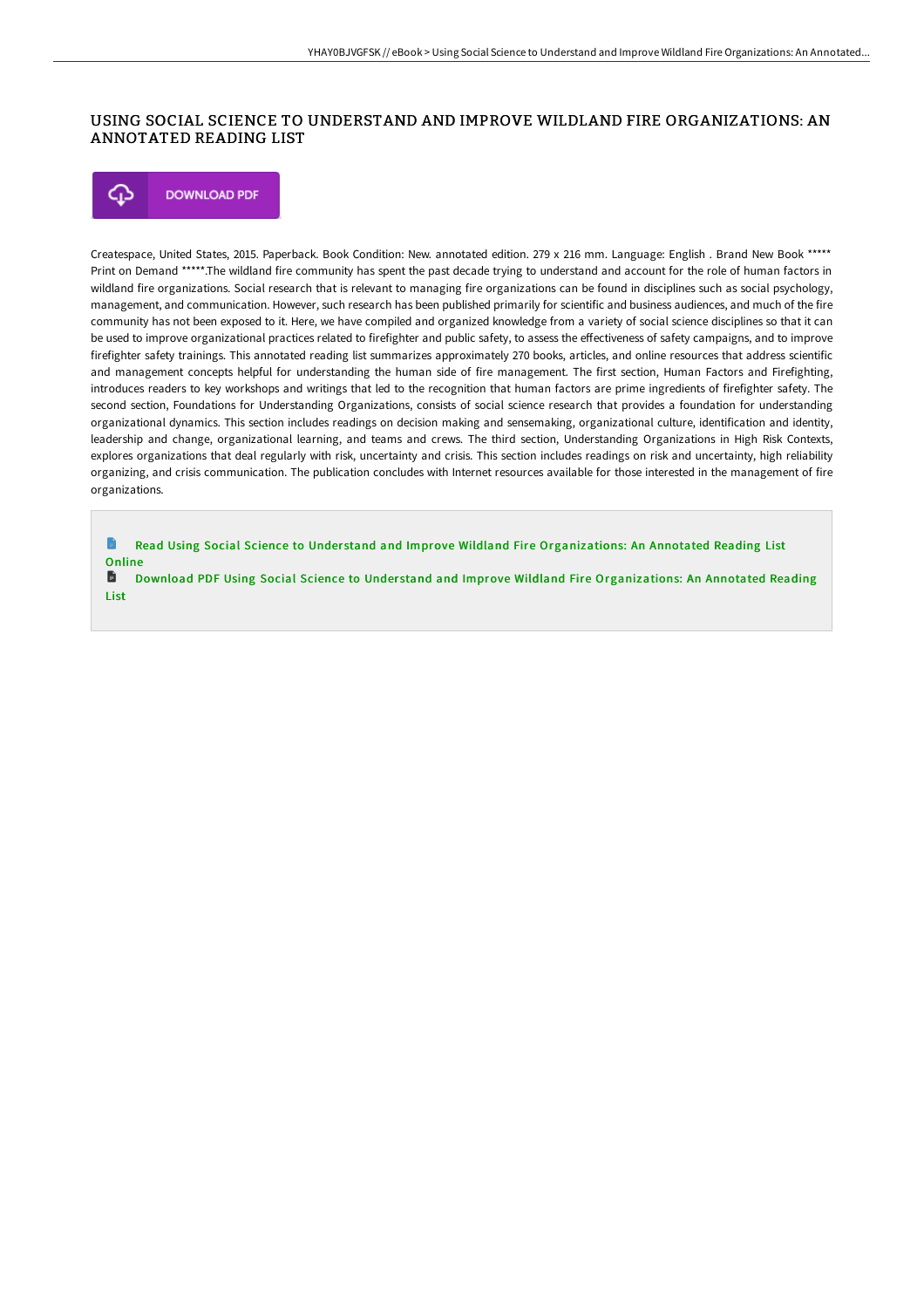# USING SOCIAL SCIENCE TO UNDERSTAND AND IMPROVE WILDLAND FIRE ORGANIZATIONS: AN ANNOTATED READING LIST

DOWNLOAD PDF

Createspace, United States, 2015. Paperback. Book Condition: New. annotated edition. 279 x 216 mm. Language: English . Brand New Book ***** Print on Demand *****.The wildland fire community has spent the past decade trying to understand and account for the role of human factors in wildland fire organizations. Social research that is relevant to managing fire organizations can be found in disciplines such as social psychology, management, and communication. However, such research has been published primarily for scientific and business audiences, and much of the fire community has not been exposed to it. Here, we have compiled and organized knowledge from a variety of social science disciplines so that it can be used to improve organizational practices related to firefighter and public safety, to assess the effectiveness of safety campaigns, and to improve firefighter safety trainings. This annotated reading list summarizes approximately 270 books, articles, and online resources that address scientific and management concepts helpful for understanding the human side of fire management. The first section, Human Factors and Firefighting, introduces readers to key workshops and writings that led to the recognition that human factors are prime ingredients of firefighter safety. The second section, Foundations for Understanding Organizations, consists of social science research that provides a foundation for understanding organizational dynamics. This section includes readings on decision making and sensemaking, organizational culture, identification and identity, leadership and change, organizational learning, and teams and crews. The third section, Understanding Organizations in High Risk Contexts, explores organizations that deal regularly with risk, uncertainty and crisis. This section includes readings on risk and uncertainty, high reliability organizing, and crisis communication. The publication concludes with Internet resources available for those interested in the management of fire organizations.

Read Using Social Science to Understand and Improve Wildland Fire Organizations: An Annotated Reading List Online

Download PDF Using Social Science to Understand and Improve Wildland Fire Organizations: An Annotated Reading List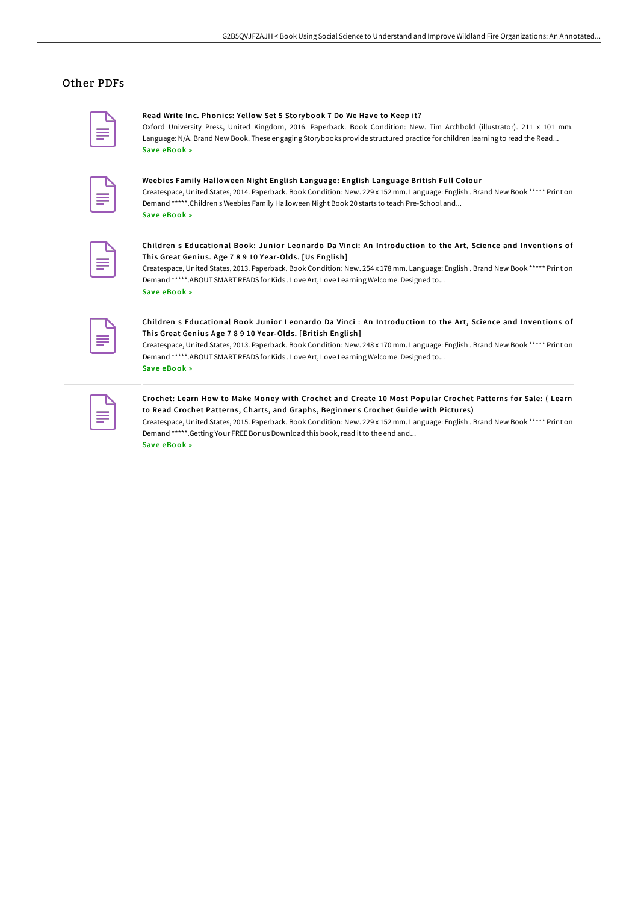## Other PDFs

**Read Write Inc. Phonics: Yellow Set 5 Storybook 7 Do We Have to Keep it?**

Oxford University Press, United Kingdom, 2016. Paperback. Book Condition: New. Tim Archbold (illustrator). 211 x 101 mm. Language: N/A. Brand New Book. These engaging Storybooks provide structured practice for children learning to read the Read...

Save eBook »

**Weebies Family Halloween Night English Language: English Language British Full Colour**

Createspace, United States, 2014. Paperback. Book Condition: New. 229 x 152 mm. Language: English . Brand New Book ***** Print on Demand *****.Children s Weebies Family Halloween Night Book 20 starts to teach Pre-School and...

Save eBook »

**Children s Educational Book: Junior Leonardo Da Vinci: An Introduction to the Art, Science and Inventions of This Great Genius. Age 7 8 9 10 Year-Olds. [Us English]**

Createspace, United States, 2013. Paperback. Book Condition: New. 254 x 178 mm. Language: English . Brand New Book ***** Print on Demand *****.ABOUT SMART READS for Kids . Love Art, Love Learning Welcome. Designed to...

Save eBook »

**Children s Educational Book Junior Leonardo Da Vinci : An Introduction to the Art, Science and Inventions of This Great Genius Age 7 8 9 10 Year-Olds. [British English]**

Createspace, United States, 2013. Paperback. Book Condition: New. 248 x 170 mm. Language: English . Brand New Book ***** Print on Demand *****.ABOUT SMART READS for Kids . Love Art, Love Learning Welcome. Designed to...

Save eBook »

**Crochet: Learn How to Make Money with Crochet and Create 10 Most Popular Crochet Patterns for Sale: ( Learn to Read Crochet Patterns, Charts, and Graphs, Beginner s Crochet Guide with Pictures)**

Createspace, United States, 2015. Paperback. Book Condition: New. 229 x 152 mm. Language: English . Brand New Book ***** Print on Demand *****.Getting Your FREE Bonus Download this book, read it to the end and...

Save eBook »